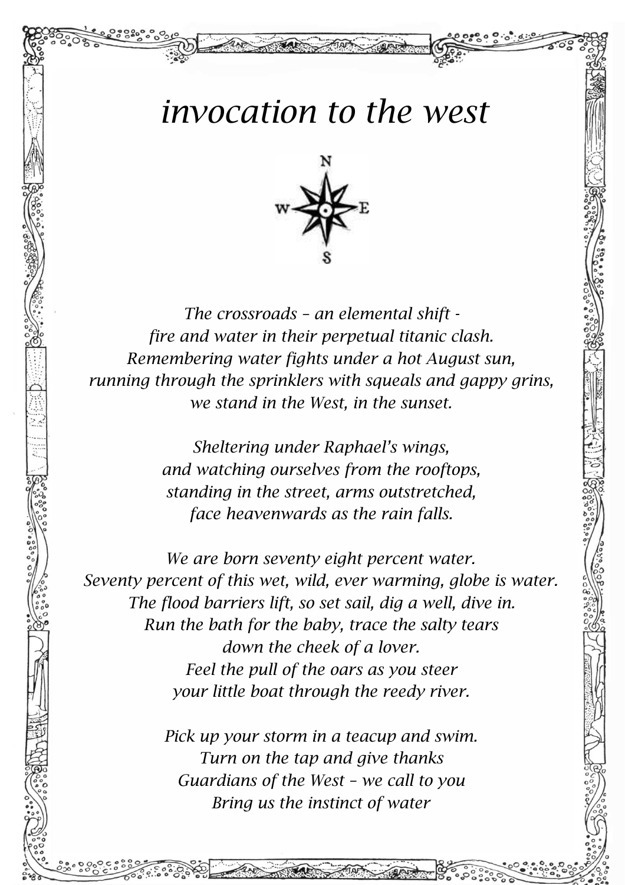# *invocation to the west*

*The crossroads – an elemental shift -*
*fire and water in their perpetual titanic clash.*
*Remembering water fights under a hot August sun,*
*running through the sprinklers with squeals and gappy grins,*
*we stand in the West, in the sunset.*

*Sheltering under Raphael's wings,*
*and watching ourselves from the rooftops,*
*standing in the street, arms outstretched,*
*face heavenwards as the rain falls.*

*We are born seventy eight percent water.*
*Seventy percent of this wet, wild, ever warming, globe is water.*
*The flood barriers lift, so set sail, dig a well, dive in.*
*Run the bath for the baby, trace the salty tears*
*down the cheek of a lover.*
*Feel the pull of the oars as you steer*
*your little boat through the reedy river.*

*Pick up your storm in a teacup and swim.*
*Turn on the tap and give thanks*
*Guardians of the West – we call to you*
*Bring us the instinct of water*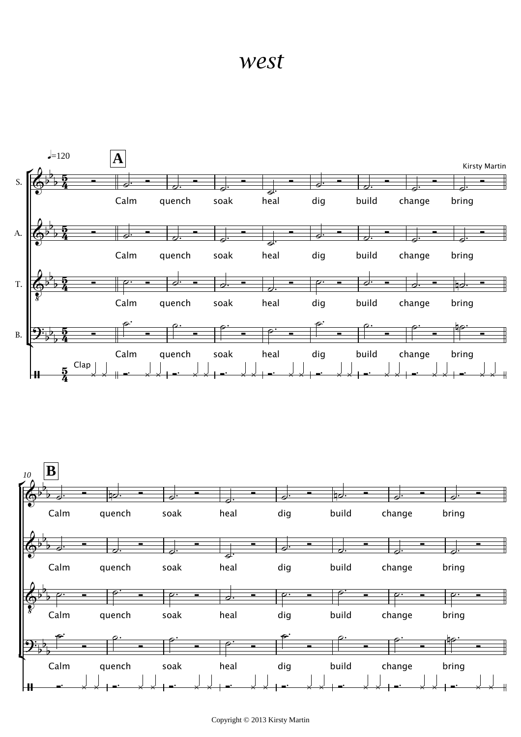# *west*

Kirsty Martin

♩=120

**A**

S. Calm quench soak heal dig build change bring

A. Calm quench soak heal dig build change bring

T. Calm quench soak heal dig build change bring

B. Calm quench soak heal dig build change bring

Clap

10 **B**

Calm quench soak heal dig build change bring

Calm quench soak heal dig build change bring

Calm quench soak heal dig build change bring

Calm quench soak heal dig build change bring

Copyright © 2013 Kirsty Martin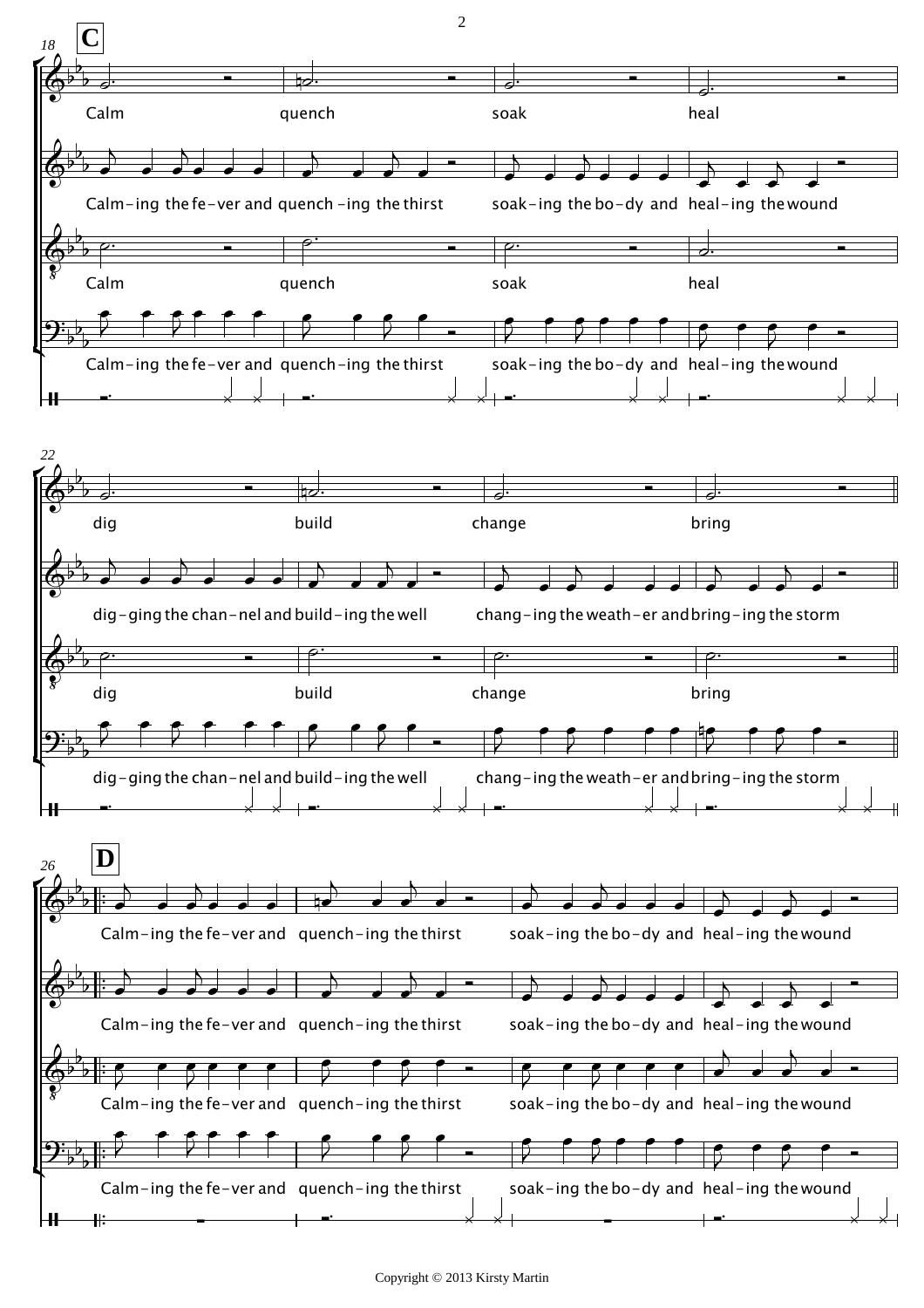**C**

18

Calm quench soak heal

Calm-ing the fe-ver and quench-ing the thirst soak-ing the bo-dy and heal-ing the wound

Calm quench soak heal

Calm-ing the fe-ver and quench-ing the thirst soak-ing the bo-dy and heal-ing the wound

22

dig build change bring

dig-ging the chan-nel and build-ing the well chang-ing the weath-er and bring-ing the storm

dig build change bring

dig-ging the chan-nel and build-ing the well chang-ing the weath-er and bring-ing the storm

**D**

26

Calm-ing the fe-ver and quench-ing the thirst soak-ing the bo-dy and heal-ing the wound

Calm-ing the fe-ver and quench-ing the thirst soak-ing the bo-dy and heal-ing the wound

Calm-ing the fe-ver and quench-ing the thirst soak-ing the bo-dy and heal-ing the wound

Calm-ing the fe-ver and quench-ing the thirst soak-ing the bo-dy and heal-ing the wound

Copyright © 2013 Kirsty Martin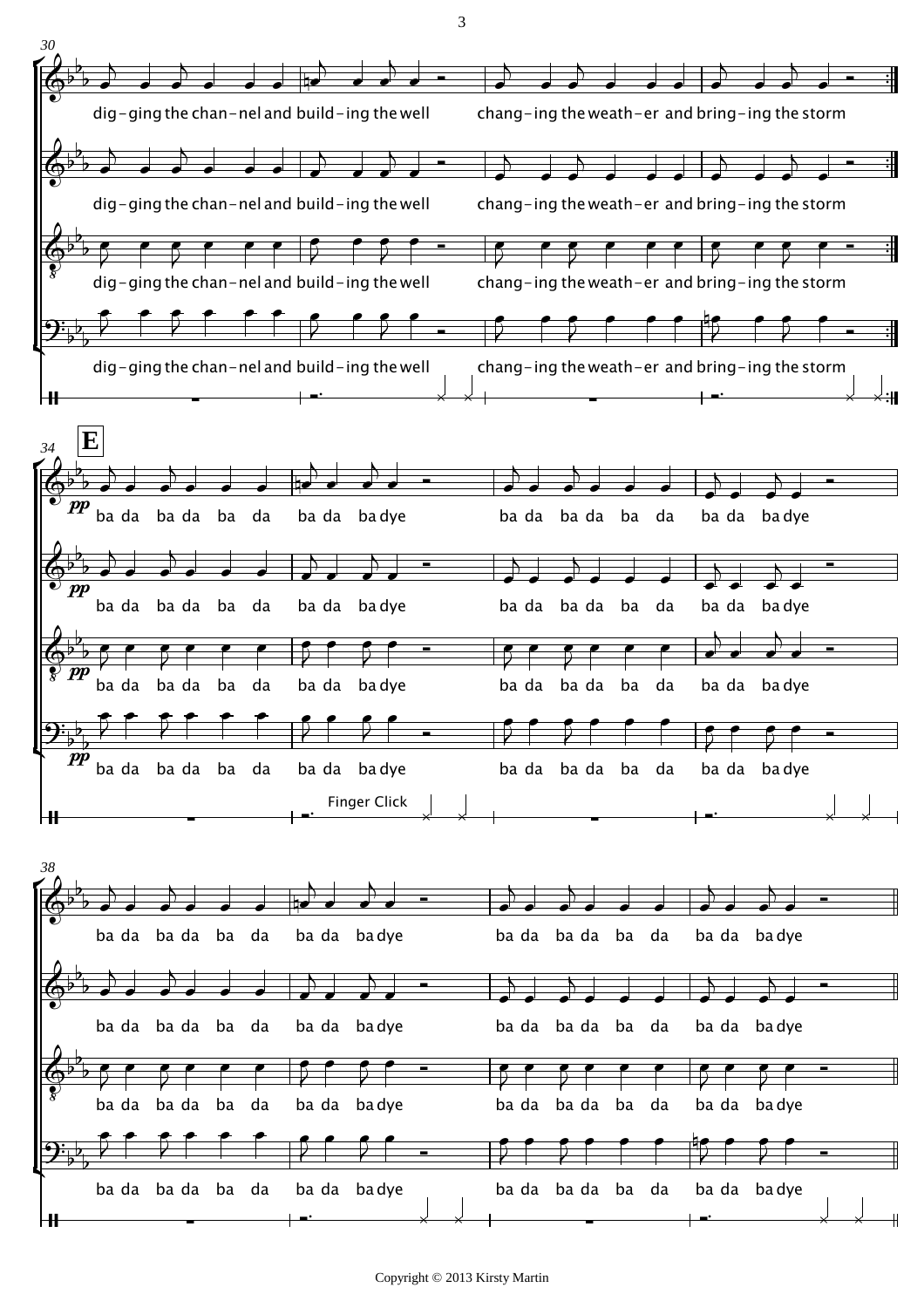30

dig-ging the chan-nel and build-ing the well chang-ing the weath-er and bring-ing the storm

dig-ging the chan-nel and build-ing the well chang-ing the weath-er and bring-ing the storm

dig-ging the chan-nel and build-ing the well chang-ing the weath-er and bring-ing the storm

dig-ging the chan-nel and build-ing the well chang-ing the weath-er and bring-ing the storm

34 **E**

*pp* ba da ba da ba da ba da ba dye ba da ba da ba da ba da ba dye

*pp* ba da ba da ba da ba da ba dye ba da ba da ba da ba da ba dye

*pp* ba da ba da ba da ba da ba dye ba da ba da ba da ba da ba dye

*pp* ba da ba da ba da ba da ba dye ba da ba da ba da ba da ba dye

Finger Click

38

ba da ba da ba da ba da ba dye ba da ba da ba da ba da ba dye

ba da ba da ba da ba da ba dye ba da ba da ba da ba da ba dye

ba da ba da ba da ba da ba dye ba da ba da ba da ba da ba dye

ba da ba da ba da ba da ba dye ba da ba da ba da ba da ba dye

Copyright © 2013 Kirsty Martin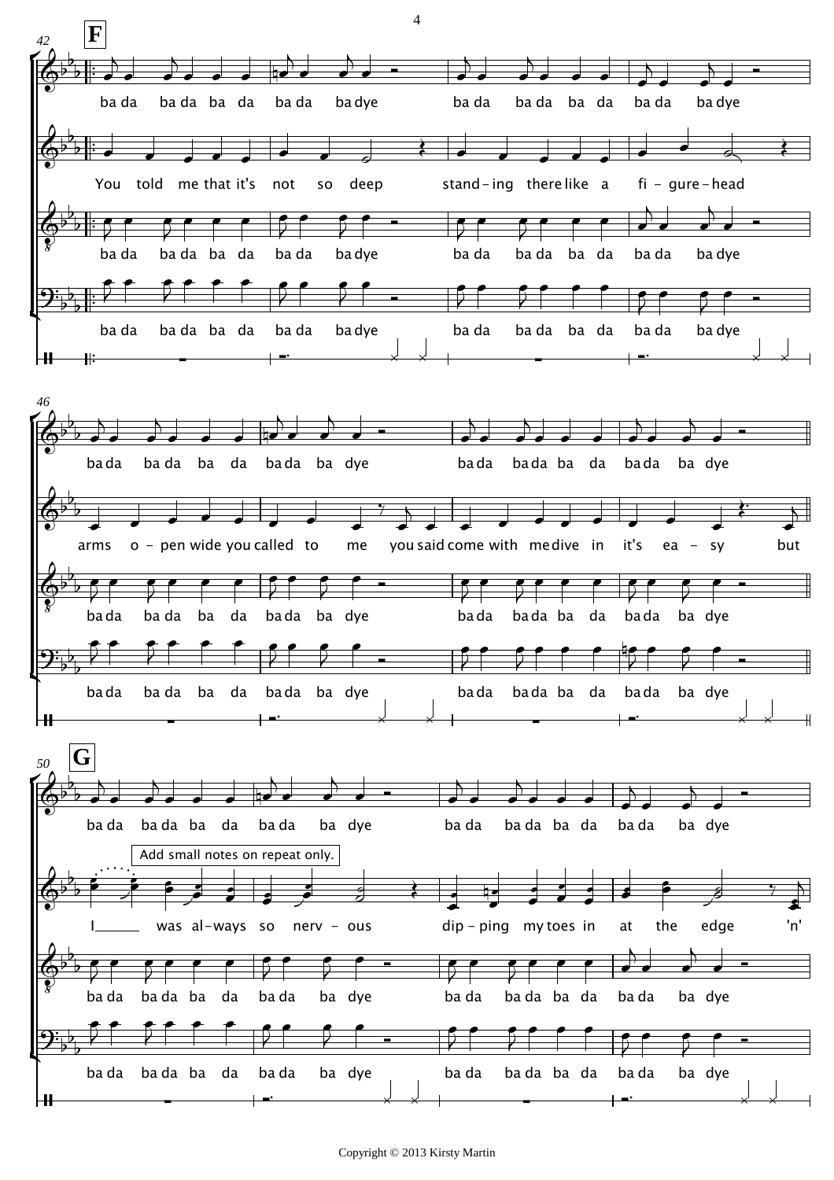**F**

ba da ba da ba da ba da ba dye ba da ba da ba da ba da ba dye

You told me that it's not so deep stand – ing there like a fi – gure – head

ba da ba da ba da ba da ba dye ba da ba da ba da ba da ba dye

ba da ba da ba da ba da ba dye ba da ba da ba da ba da ba dye

ba da ba da ba da ba da ba dye ba da ba da ba da ba da ba dye

arms o – pen wide you called to me you said come with me dive in it's ea – sy but

ba da ba da ba da ba da ba dye ba da ba da ba da ba da ba dye

ba da ba da ba da ba da ba dye ba da ba da ba da ba da ba dye

**G**

ba da ba da ba da ba da ba dye ba da ba da ba da ba da ba dye

Add small notes on repeat only.

I was al–ways so nerv – ous dip – ping my toes in at the edge 'n'

ba da ba da ba da ba da ba dye ba da ba da ba da ba da ba dye

ba da ba da ba da ba da ba dye ba da ba da ba da ba da ba dye

Copyright © 2013 Kirsty Martin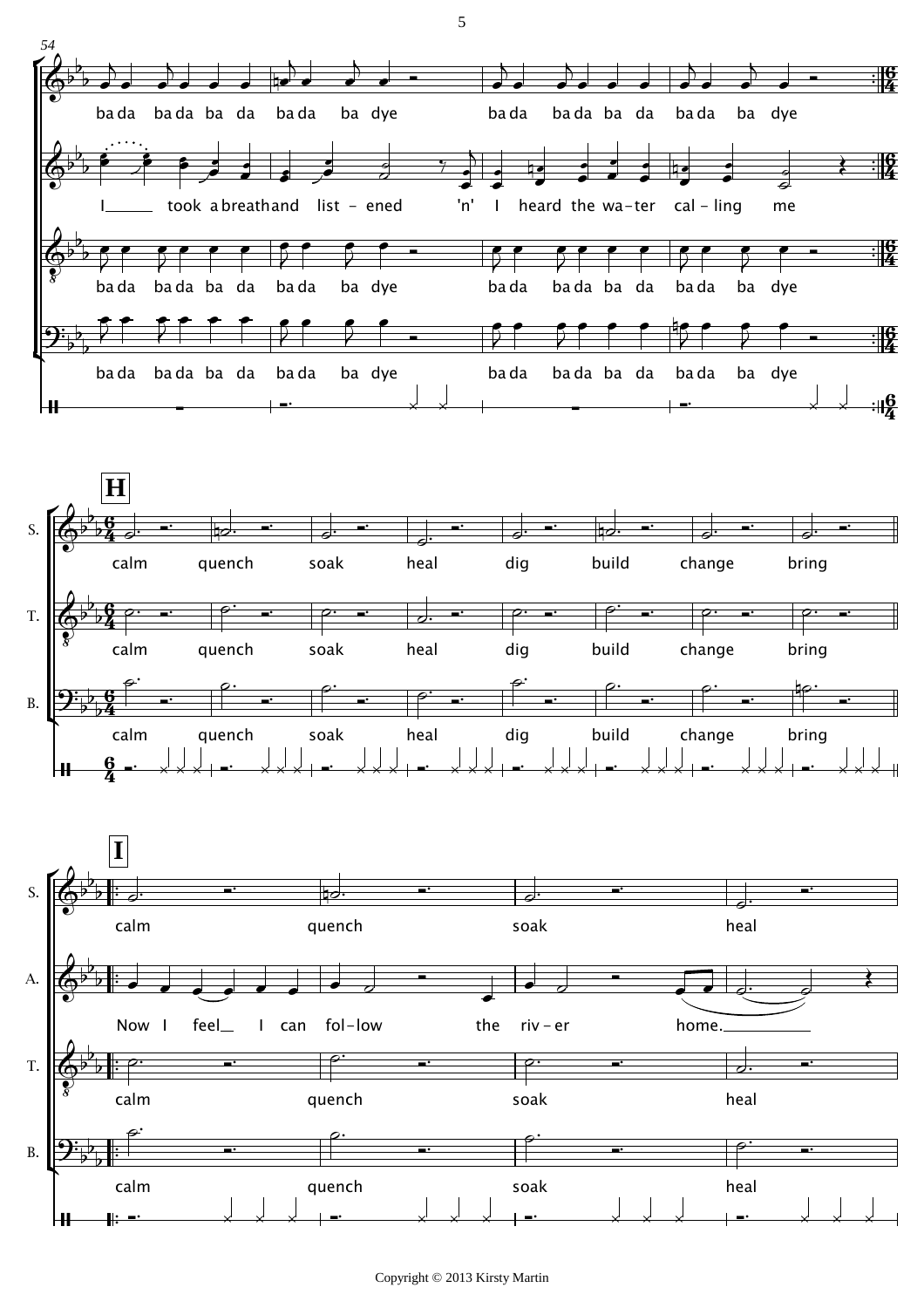54

ba da ba da ba da ba da ba dye ba da ba da ba da ba da ba dye

I took a breath and list - ened 'n' I heard the wa - ter cal - ling me

ba da ba da ba da ba da ba dye ba da ba da ba da ba da ba dye

ba da ba da ba da ba da ba dye ba da ba da ba da ba da ba dye

**H**

S. calm quench soak heal dig build change bring

T. calm quench soak heal dig build change bring

B. calm quench soak heal dig build change bring

**I**

S. calm quench soak heal

A. Now I feel I can fol - low the riv - er home.

T. calm quench soak heal

B. calm quench soak heal

Copyright © 2013 Kirsty Martin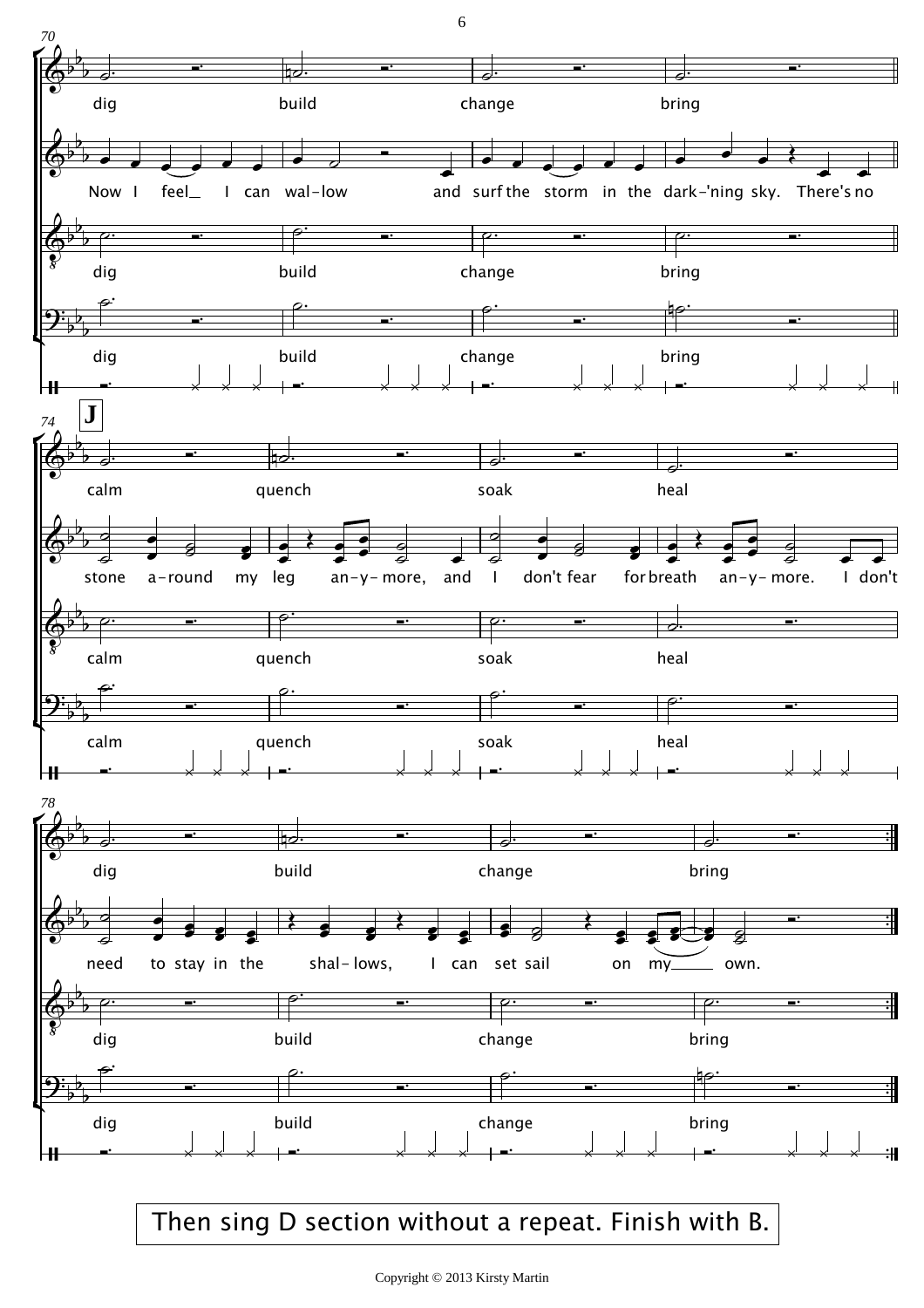Then sing D section without a repeat. Finish with B.

Copyright © 2013 Kirsty Martin